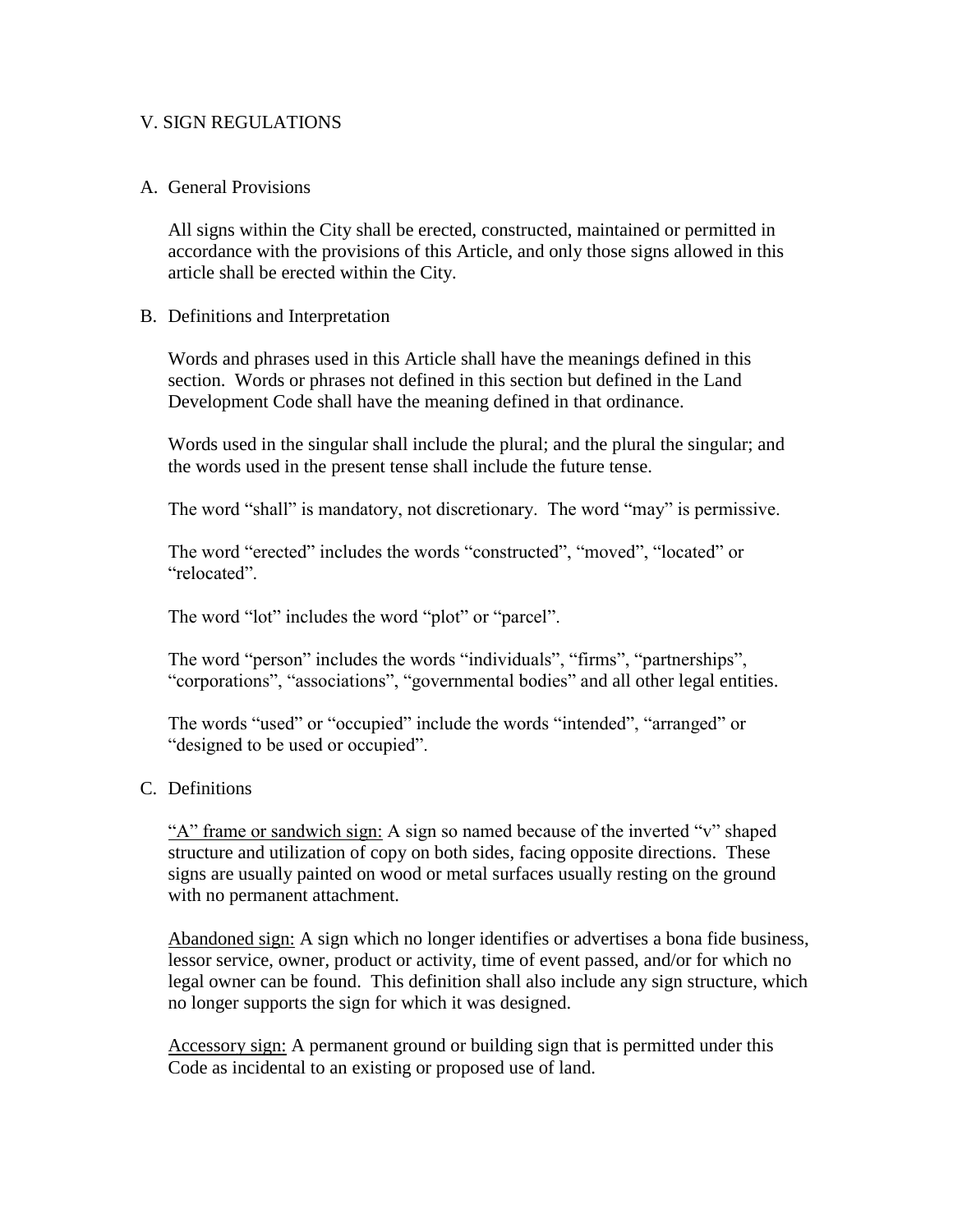# V. SIGN REGULATIONS

## A. General Provisions

All signs within the City shall be erected, constructed, maintained or permitted in accordance with the provisions of this Article, and only those signs allowed in this article shall be erected within the City.

## B. Definitions and Interpretation

Words and phrases used in this Article shall have the meanings defined in this section. Words or phrases not defined in this section but defined in the Land Development Code shall have the meaning defined in that ordinance.

Words used in the singular shall include the plural; and the plural the singular; and the words used in the present tense shall include the future tense.

The word "shall" is mandatory, not discretionary. The word "may" is permissive.

The word "erected" includes the words "constructed", "moved", "located" or "relocated".

The word "lot" includes the word "plot" or "parcel".

The word "person" includes the words "individuals", "firms", "partnerships", "corporations", "associations", "governmental bodies" and all other legal entities.

The words "used" or "occupied" include the words "intended", "arranged" or "designed to be used or occupied".

## C. Definitions

<u>"A" frame or sandwich sign:</u> A sign so named because of the inverted "v" shaped structure and utilization of copy on both sides, facing opposite directions. These signs are usually painted on wood or metal surfaces usually resting on the ground with no permanent attachment.

<u>Abandoned sign:</u> A sign which no longer identifies or advertises a bona fide business, lessor service, owner, product or activity, time of event passed, and/or for which no legal owner can be found. This definition shall also include any sign structure, which no longer supports the sign for which it was designed.

<u>Accessory sign:</u> A permanent ground or building sign that is permitted under this Code as incidental to an existing or proposed use of land.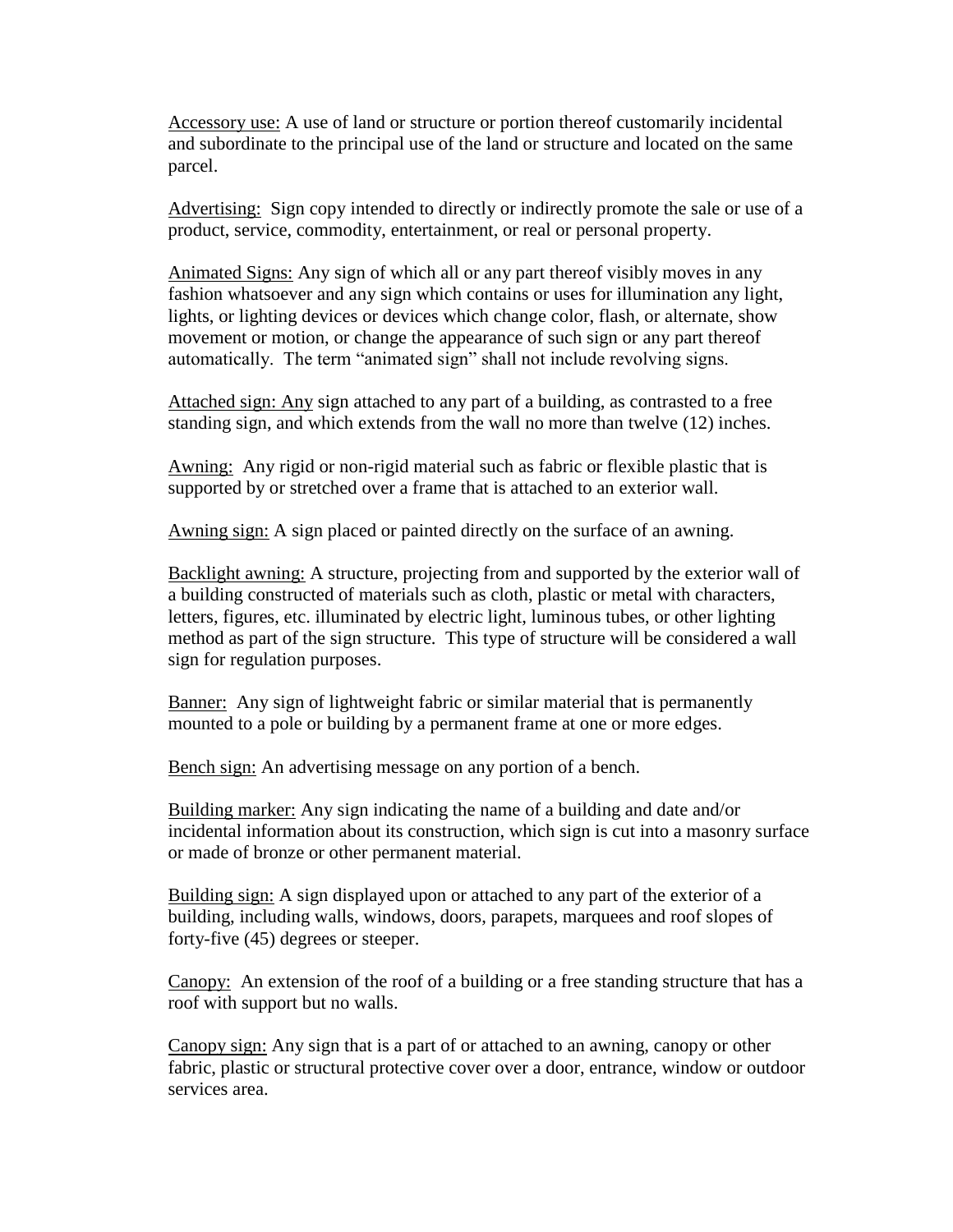<u>Accessory use:</u> A use of land or structure or portion thereof customarily incidental and subordinate to the principal use of the land or structure and located on the same parcel.

<u>Advertising:</u> Sign copy intended to directly or indirectly promote the sale or use of a product, service, commodity, entertainment, or real or personal property.

<u>Animated Signs:</u> Any sign of which all or any part thereof visibly moves in any fashion whatsoever and any sign which contains or uses for illumination any light, lights, or lighting devices or devices which change color, flash, or alternate, show movement or motion, or change the appearance of such sign or any part thereof automatically. The term "animated sign" shall not include revolving signs.

<u>Attached sign: Any</u> sign attached to any part of a building, as contrasted to a free standing sign, and which extends from the wall no more than twelve (12) inches.

<u>Awning:</u> Any rigid or non-rigid material such as fabric or flexible plastic that is supported by or stretched over a frame that is attached to an exterior wall.

<u>Awning sign:</u> A sign placed or painted directly on the surface of an awning.

<u>Backlight awning:</u> A structure, projecting from and supported by the exterior wall of a building constructed of materials such as cloth, plastic or metal with characters, letters, figures, etc. illuminated by electric light, luminous tubes, or other lighting method as part of the sign structure. This type of structure will be considered a wall sign for regulation purposes.

<u>Banner:</u> Any sign of lightweight fabric or similar material that is permanently mounted to a pole or building by a permanent frame at one or more edges.

<u>Bench sign:</u> An advertising message on any portion of a bench.

<u>Building marker:</u> Any sign indicating the name of a building and date and/or incidental information about its construction, which sign is cut into a masonry surface or made of bronze or other permanent material.

<u>Building sign:</u> A sign displayed upon or attached to any part of the exterior of a building, including walls, windows, doors, parapets, marquees and roof slopes of forty-five (45) degrees or steeper.

<u>Canopy:</u> An extension of the roof of a building or a free standing structure that has a roof with support but no walls.

<u>Canopy sign:</u> Any sign that is a part of or attached to an awning, canopy or other fabric, plastic or structural protective cover over a door, entrance, window or outdoor services area.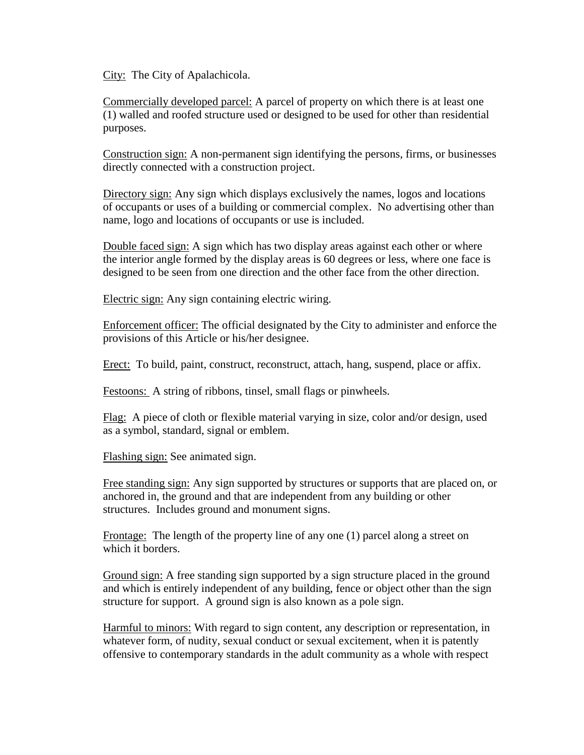<u>City:</u> The City of Apalachicola.

<u>Commercially developed parcel:</u> A parcel of property on which there is at least one (1) walled and roofed structure used or designed to be used for other than residential purposes.

<u>Construction sign:</u> A non-permanent sign identifying the persons, firms, or businesses directly connected with a construction project.

<u>Directory sign:</u> Any sign which displays exclusively the names, logos and locations of occupants or uses of a building or commercial complex. No advertising other than name, logo and locations of occupants or use is included.

<u>Double faced sign:</u> A sign which has two display areas against each other or where the interior angle formed by the display areas is 60 degrees or less, where one face is designed to be seen from one direction and the other face from the other direction.

<u>Electric sign:</u> Any sign containing electric wiring.

<u>Enforcement officer:</u> The official designated by the City to administer and enforce the provisions of this Article or his/her designee.

<u>Erect:</u> To build, paint, construct, reconstruct, attach, hang, suspend, place or affix.

<u>Festoons:</u> A string of ribbons, tinsel, small flags or pinwheels.

<u>Flag:</u> A piece of cloth or flexible material varying in size, color and/or design, used as a symbol, standard, signal or emblem.

<u>Flashing sign:</u> See animated sign.

<u>Free standing sign:</u> Any sign supported by structures or supports that are placed on, or anchored in, the ground and that are independent from any building or other structures. Includes ground and monument signs.

<u>Frontage:</u> The length of the property line of any one (1) parcel along a street on which it borders.

<u>Ground sign:</u> A free standing sign supported by a sign structure placed in the ground and which is entirely independent of any building, fence or object other than the sign structure for support. A ground sign is also known as a pole sign.

<u>Harmful to minors:</u> With regard to sign content, any description or representation, in whatever form, of nudity, sexual conduct or sexual excitement, when it is patently offensive to contemporary standards in the adult community as a whole with respect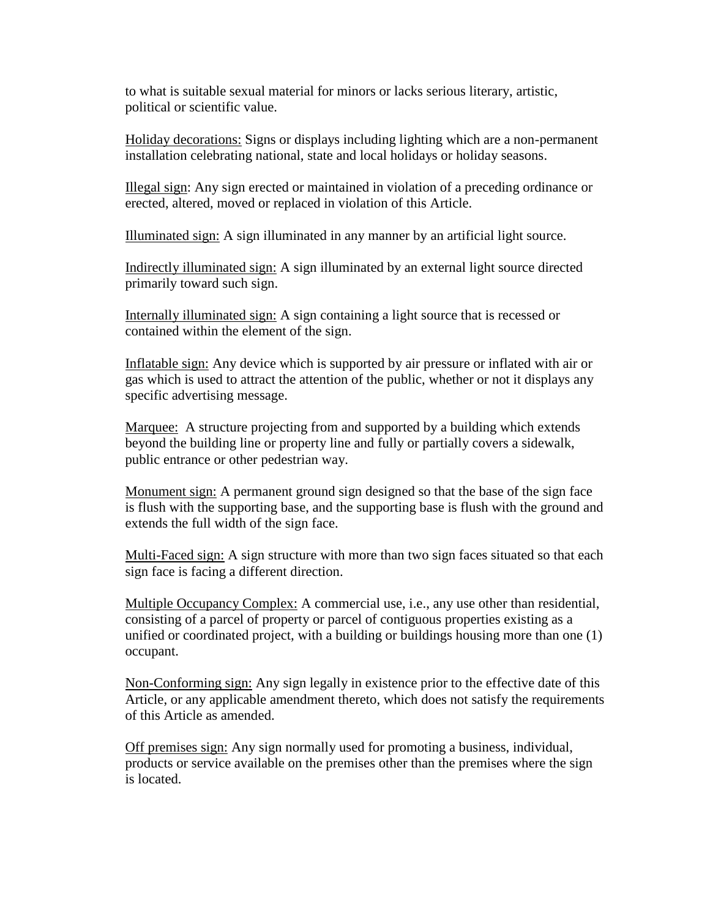to what is suitable sexual material for minors or lacks serious literary, artistic, political or scientific value.

Holiday decorations: Signs or displays including lighting which are a non-permanent installation celebrating national, state and local holidays or holiday seasons.

Illegal sign: Any sign erected or maintained in violation of a preceding ordinance or erected, altered, moved or replaced in violation of this Article.

Illuminated sign: A sign illuminated in any manner by an artificial light source.

Indirectly illuminated sign: A sign illuminated by an external light source directed primarily toward such sign.

Internally illuminated sign: A sign containing a light source that is recessed or contained within the element of the sign.

Inflatable sign: Any device which is supported by air pressure or inflated with air or gas which is used to attract the attention of the public, whether or not it displays any specific advertising message.

Marquee: A structure projecting from and supported by a building which extends beyond the building line or property line and fully or partially covers a sidewalk, public entrance or other pedestrian way.

Monument sign: A permanent ground sign designed so that the base of the sign face is flush with the supporting base, and the supporting base is flush with the ground and extends the full width of the sign face.

Multi-Faced sign: A sign structure with more than two sign faces situated so that each sign face is facing a different direction.

Multiple Occupancy Complex: A commercial use, i.e., any use other than residential, consisting of a parcel of property or parcel of contiguous properties existing as a unified or coordinated project, with a building or buildings housing more than one (1) occupant.

Non-Conforming sign: Any sign legally in existence prior to the effective date of this Article, or any applicable amendment thereto, which does not satisfy the requirements of this Article as amended.

Off premises sign: Any sign normally used for promoting a business, individual, products or service available on the premises other than the premises where the sign is located.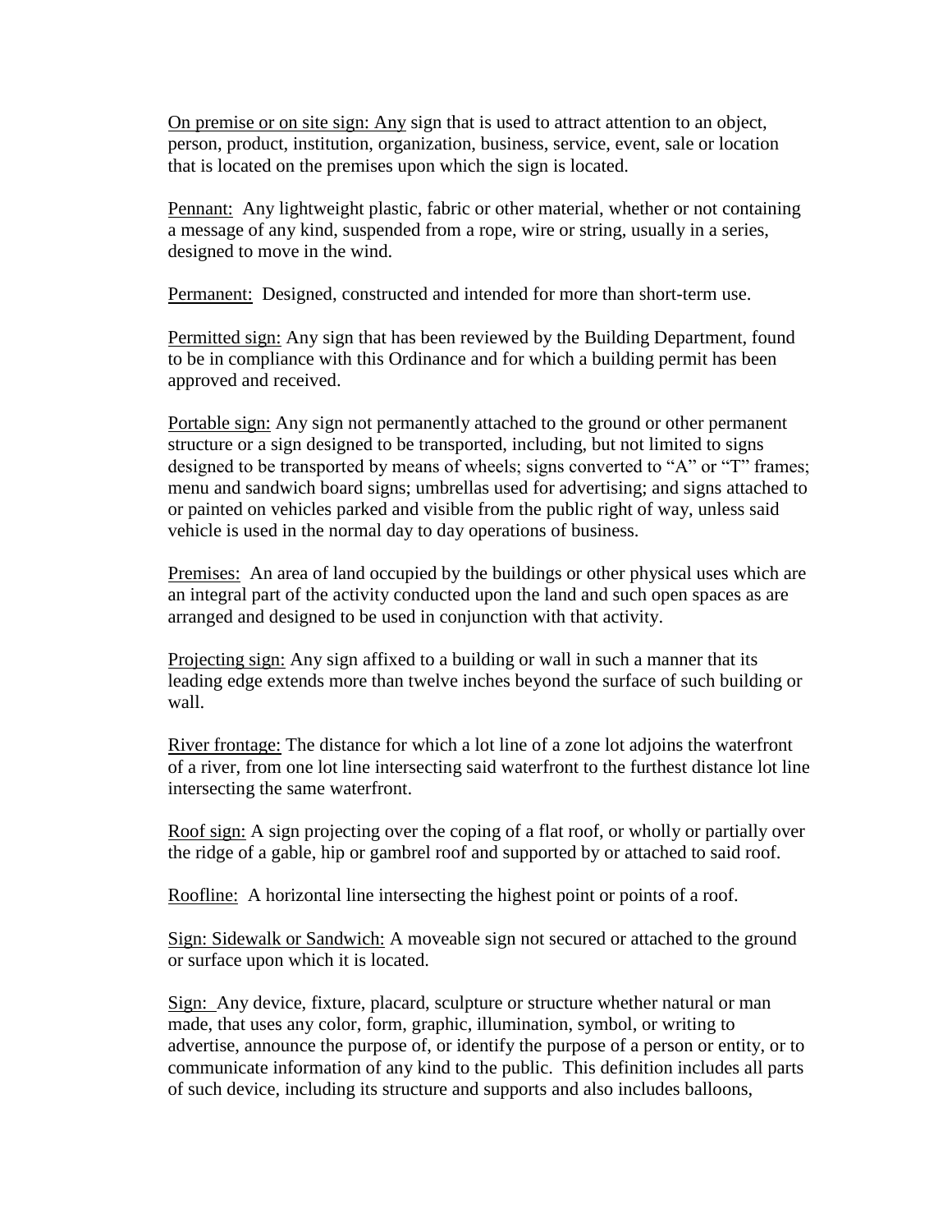<u>On premise or on site sign: Any</u> sign that is used to attract attention to an object, person, product, institution, organization, business, service, event, sale or location that is located on the premises upon which the sign is located.

<u>Pennant:</u> Any lightweight plastic, fabric or other material, whether or not containing a message of any kind, suspended from a rope, wire or string, usually in a series, designed to move in the wind.

<u>Permanent:</u> Designed, constructed and intended for more than short-term use.

<u>Permitted sign:</u> Any sign that has been reviewed by the Building Department, found to be in compliance with this Ordinance and for which a building permit has been approved and received.

<u>Portable sign:</u> Any sign not permanently attached to the ground or other permanent structure or a sign designed to be transported, including, but not limited to signs designed to be transported by means of wheels; signs converted to "A" or "T" frames; menu and sandwich board signs; umbrellas used for advertising; and signs attached to or painted on vehicles parked and visible from the public right of way, unless said vehicle is used in the normal day to day operations of business.

<u>Premises:</u> An area of land occupied by the buildings or other physical uses which are an integral part of the activity conducted upon the land and such open spaces as are arranged and designed to be used in conjunction with that activity.

<u>Projecting sign:</u> Any sign affixed to a building or wall in such a manner that its leading edge extends more than twelve inches beyond the surface of such building or wall.

<u>River frontage:</u> The distance for which a lot line of a zone lot adjoins the waterfront of a river, from one lot line intersecting said waterfront to the furthest distance lot line intersecting the same waterfront.

<u>Roof sign:</u> A sign projecting over the coping of a flat roof, or wholly or partially over the ridge of a gable, hip or gambrel roof and supported by or attached to said roof.

<u>Roofline:</u> A horizontal line intersecting the highest point or points of a roof.

<u>Sign: Sidewalk or Sandwich:</u> A moveable sign not secured or attached to the ground or surface upon which it is located.

<u>Sign:</u> Any device, fixture, placard, sculpture or structure whether natural or man made, that uses any color, form, graphic, illumination, symbol, or writing to advertise, announce the purpose of, or identify the purpose of a person or entity, or to communicate information of any kind to the public. This definition includes all parts of such device, including its structure and supports and also includes balloons,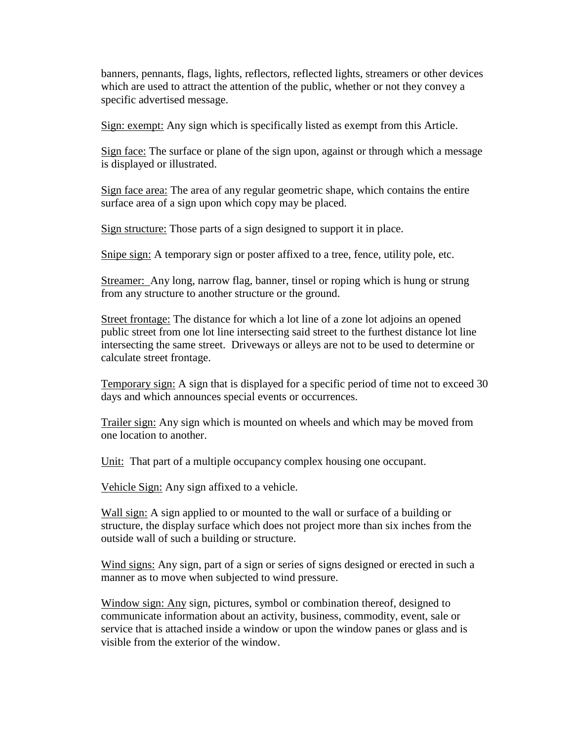banners, pennants, flags, lights, reflectors, reflected lights, streamers or other devices which are used to attract the attention of the public, whether or not they convey a specific advertised message.

Sign: exempt: Any sign which is specifically listed as exempt from this Article.

Sign face: The surface or plane of the sign upon, against or through which a message is displayed or illustrated.

Sign face area: The area of any regular geometric shape, which contains the entire surface area of a sign upon which copy may be placed.

Sign structure: Those parts of a sign designed to support it in place.

Snipe sign: A temporary sign or poster affixed to a tree, fence, utility pole, etc.

Streamer: Any long, narrow flag, banner, tinsel or roping which is hung or strung from any structure to another structure or the ground.

Street frontage: The distance for which a lot line of a zone lot adjoins an opened public street from one lot line intersecting said street to the furthest distance lot line intersecting the same street. Driveways or alleys are not to be used to determine or calculate street frontage.

Temporary sign: A sign that is displayed for a specific period of time not to exceed 30 days and which announces special events or occurrences.

Trailer sign: Any sign which is mounted on wheels and which may be moved from one location to another.

Unit: That part of a multiple occupancy complex housing one occupant.

Vehicle Sign: Any sign affixed to a vehicle.

Wall sign: A sign applied to or mounted to the wall or surface of a building or structure, the display surface which does not project more than six inches from the outside wall of such a building or structure.

Wind signs: Any sign, part of a sign or series of signs designed or erected in such a manner as to move when subjected to wind pressure.

Window sign: Any sign, pictures, symbol or combination thereof, designed to communicate information about an activity, business, commodity, event, sale or service that is attached inside a window or upon the window panes or glass and is visible from the exterior of the window.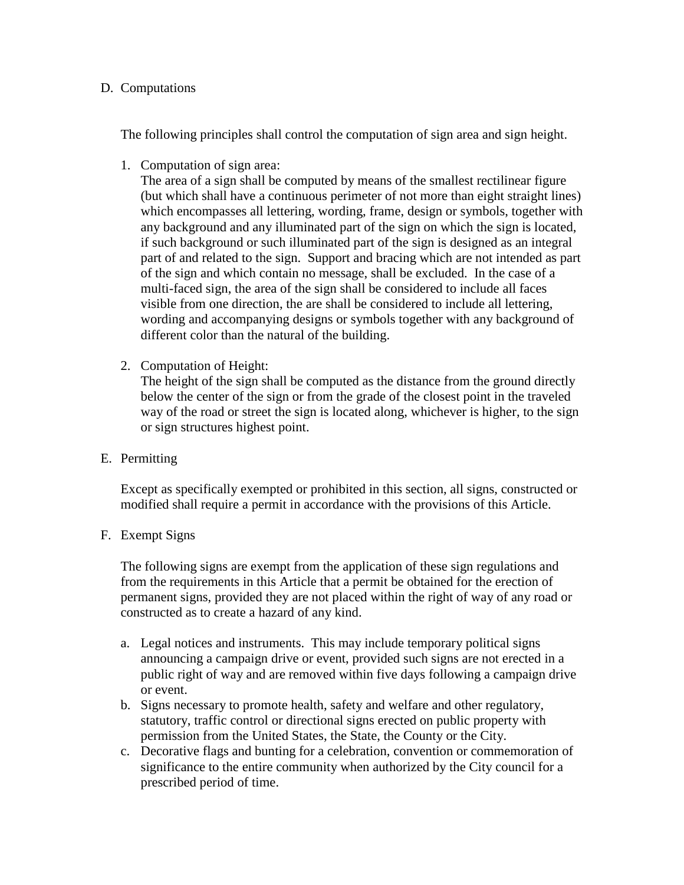D. Computations

The following principles shall control the computation of sign area and sign height.

1. Computation of sign area:
   The area of a sign shall be computed by means of the smallest rectilinear figure (but which shall have a continuous perimeter of not more than eight straight lines) which encompasses all lettering, wording, frame, design or symbols, together with any background and any illuminated part of the sign on which the sign is located, if such background or such illuminated part of the sign is designed as an integral part of and related to the sign. Support and bracing which are not intended as part of the sign and which contain no message, shall be excluded. In the case of a multi-faced sign, the area of the sign shall be considered to include all faces visible from one direction, the are shall be considered to include all lettering, wording and accompanying designs or symbols together with any background of different color than the natural of the building.

2. Computation of Height:
   The height of the sign shall be computed as the distance from the ground directly below the center of the sign or from the grade of the closest point in the traveled way of the road or street the sign is located along, whichever is higher, to the sign or sign structures highest point.

E. Permitting

Except as specifically exempted or prohibited in this section, all signs, constructed or modified shall require a permit in accordance with the provisions of this Article.

F. Exempt Signs

The following signs are exempt from the application of these sign regulations and from the requirements in this Article that a permit be obtained for the erection of permanent signs, provided they are not placed within the right of way of any road or constructed as to create a hazard of any kind.

a. Legal notices and instruments. This may include temporary political signs announcing a campaign drive or event, provided such signs are not erected in a public right of way and are removed within five days following a campaign drive or event.
b. Signs necessary to promote health, safety and welfare and other regulatory, statutory, traffic control or directional signs erected on public property with permission from the United States, the State, the County or the City.
c. Decorative flags and bunting for a celebration, convention or commemoration of significance to the entire community when authorized by the City council for a prescribed period of time.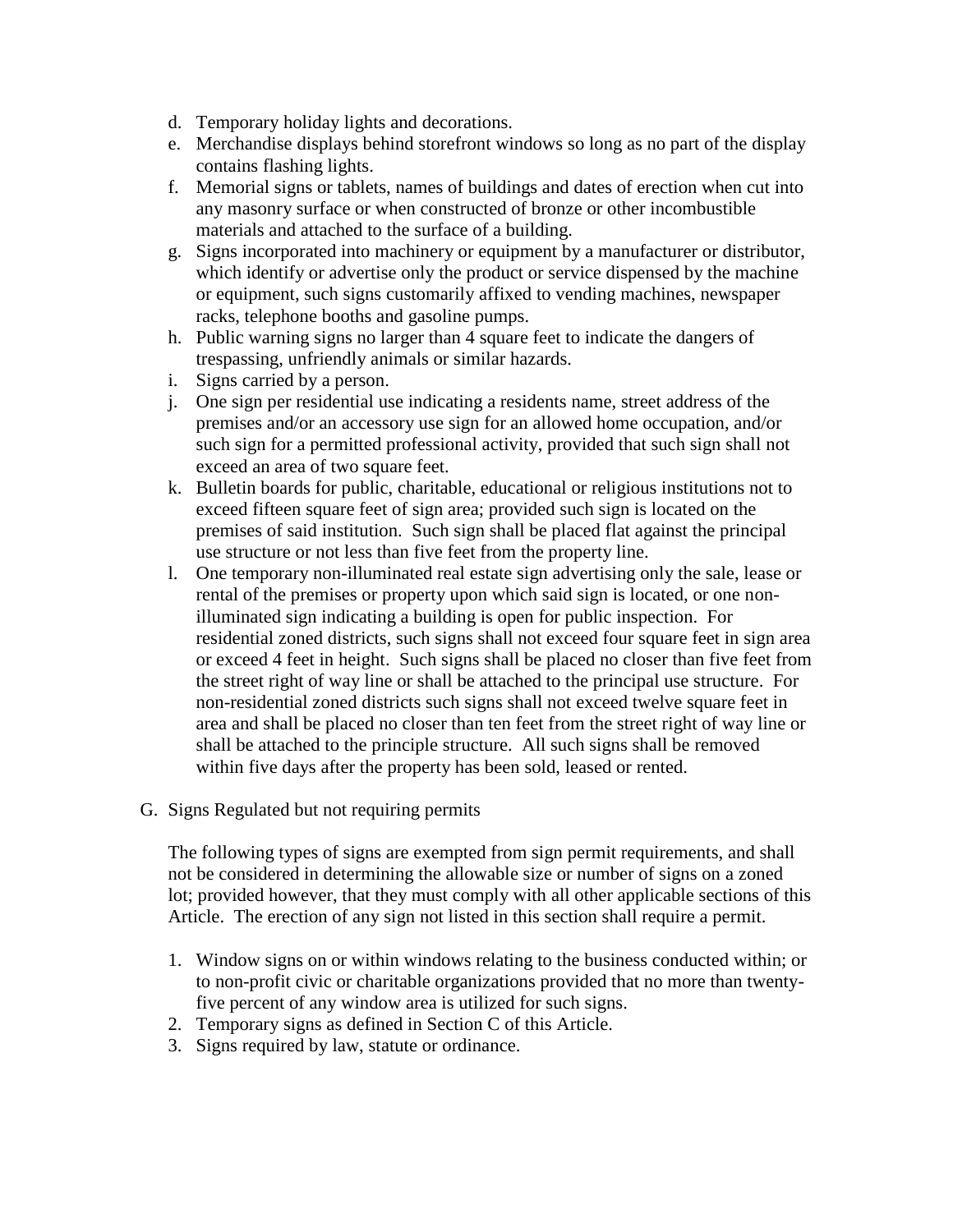d. Temporary holiday lights and decorations.
e. Merchandise displays behind storefront windows so long as no part of the display contains flashing lights.
f. Memorial signs or tablets, names of buildings and dates of erection when cut into any masonry surface or when constructed of bronze or other incombustible materials and attached to the surface of a building.
g. Signs incorporated into machinery or equipment by a manufacturer or distributor, which identify or advertise only the product or service dispensed by the machine or equipment, such signs customarily affixed to vending machines, newspaper racks, telephone booths and gasoline pumps.
h. Public warning signs no larger than 4 square feet to indicate the dangers of trespassing, unfriendly animals or similar hazards.
i. Signs carried by a person.
j. One sign per residential use indicating a residents name, street address of the premises and/or an accessory use sign for an allowed home occupation, and/or such sign for a permitted professional activity, provided that such sign shall not exceed an area of two square feet.
k. Bulletin boards for public, charitable, educational or religious institutions not to exceed fifteen square feet of sign area; provided such sign is located on the premises of said institution. Such sign shall be placed flat against the principal use structure or not less than five feet from the property line.
l. One temporary non-illuminated real estate sign advertising only the sale, lease or rental of the premises or property upon which said sign is located, or one non-illuminated sign indicating a building is open for public inspection. For residential zoned districts, such signs shall not exceed four square feet in sign area or exceed 4 feet in height. Such signs shall be placed no closer than five feet from the street right of way line or shall be attached to the principal use structure. For non-residential zoned districts such signs shall not exceed twelve square feet in area and shall be placed no closer than ten feet from the street right of way line or shall be attached to the principle structure. All such signs shall be removed within five days after the property has been sold, leased or rented.

G. Signs Regulated but not requiring permits

The following types of signs are exempted from sign permit requirements, and shall not be considered in determining the allowable size or number of signs on a zoned lot; provided however, that they must comply with all other applicable sections of this Article. The erection of any sign not listed in this section shall require a permit.

1. Window signs on or within windows relating to the business conducted within; or to non-profit civic or charitable organizations provided that no more than twenty-five percent of any window area is utilized for such signs.
2. Temporary signs as defined in Section C of this Article.
3. Signs required by law, statute or ordinance.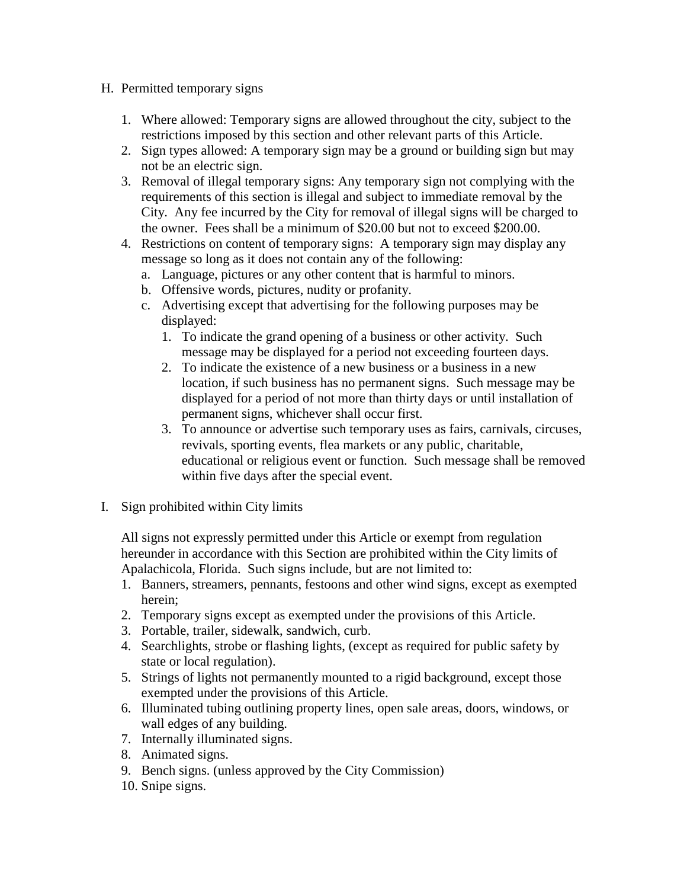H. Permitted temporary signs

1. Where allowed: Temporary signs are allowed throughout the city, subject to the restrictions imposed by this section and other relevant parts of this Article.
2. Sign types allowed: A temporary sign may be a ground or building sign but may not be an electric sign.
3. Removal of illegal temporary signs: Any temporary sign not complying with the requirements of this section is illegal and subject to immediate removal by the City. Any fee incurred by the City for removal of illegal signs will be charged to the owner. Fees shall be a minimum of $20.00 but not to exceed $200.00.
4. Restrictions on content of temporary signs: A temporary sign may display any message so long as it does not contain any of the following:
   a. Language, pictures or any other content that is harmful to minors.
   b. Offensive words, pictures, nudity or profanity.
   c. Advertising except that advertising for the following purposes may be displayed:
      1. To indicate the grand opening of a business or other activity. Such message may be displayed for a period not exceeding fourteen days.
      2. To indicate the existence of a new business or a business in a new location, if such business has no permanent signs. Such message may be displayed for a period of not more than thirty days or until installation of permanent signs, whichever shall occur first.
      3. To announce or advertise such temporary uses as fairs, carnivals, circuses, revivals, sporting events, flea markets or any public, charitable, educational or religious event or function. Such message shall be removed within five days after the special event.

I. Sign prohibited within City limits

All signs not expressly permitted under this Article or exempt from regulation hereunder in accordance with this Section are prohibited within the City limits of Apalachicola, Florida. Such signs include, but are not limited to:

1. Banners, streamers, pennants, festoons and other wind signs, except as exempted herein;
2. Temporary signs except as exempted under the provisions of this Article.
3. Portable, trailer, sidewalk, sandwich, curb.
4. Searchlights, strobe or flashing lights, (except as required for public safety by state or local regulation).
5. Strings of lights not permanently mounted to a rigid background, except those exempted under the provisions of this Article.
6. Illuminated tubing outlining property lines, open sale areas, doors, windows, or wall edges of any building.
7. Internally illuminated signs.
8. Animated signs.
9. Bench signs. (unless approved by the City Commission)
10. Snipe signs.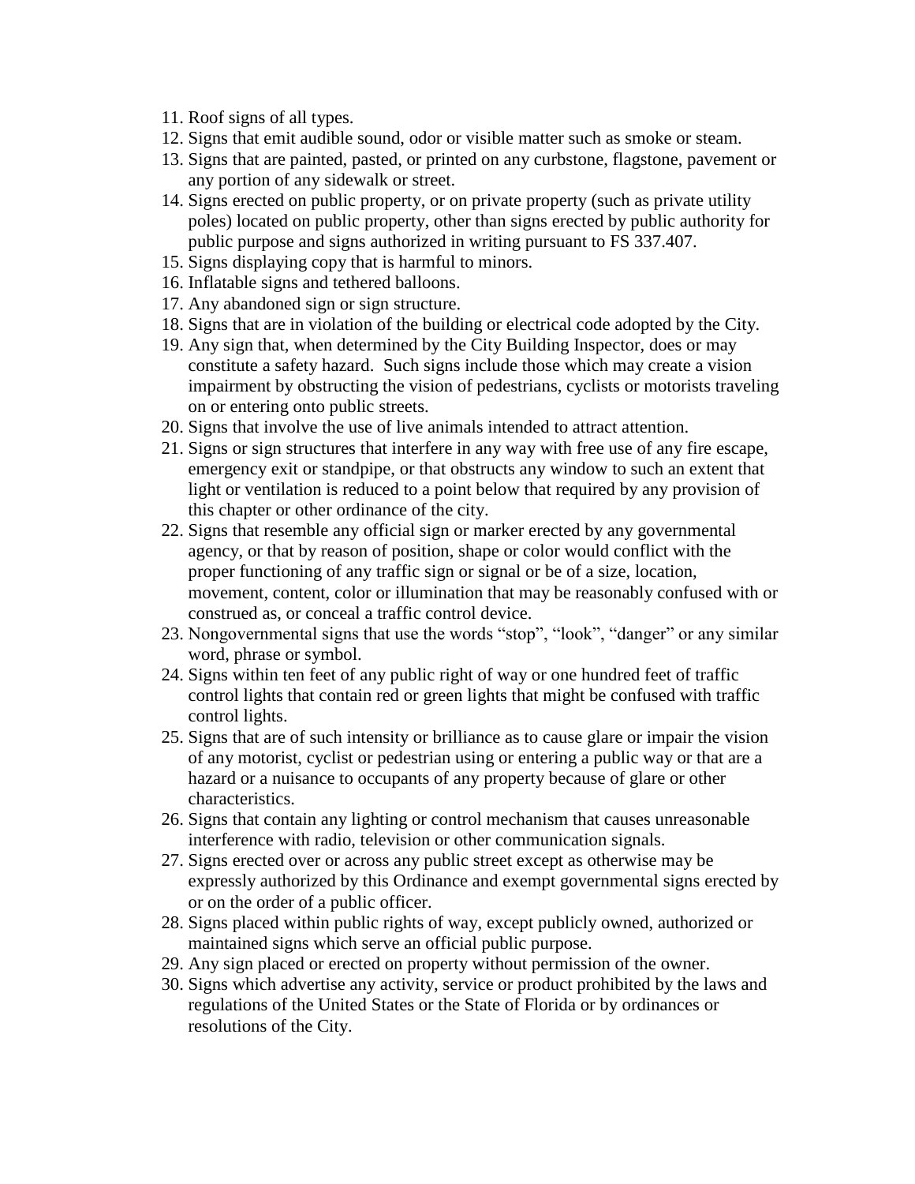11. Roof signs of all types.
12. Signs that emit audible sound, odor or visible matter such as smoke or steam.
13. Signs that are painted, pasted, or printed on any curbstone, flagstone, pavement or any portion of any sidewalk or street.
14. Signs erected on public property, or on private property (such as private utility poles) located on public property, other than signs erected by public authority for public purpose and signs authorized in writing pursuant to FS 337.407.
15. Signs displaying copy that is harmful to minors.
16. Inflatable signs and tethered balloons.
17. Any abandoned sign or sign structure.
18. Signs that are in violation of the building or electrical code adopted by the City.
19. Any sign that, when determined by the City Building Inspector, does or may constitute a safety hazard. Such signs include those which may create a vision impairment by obstructing the vision of pedestrians, cyclists or motorists traveling on or entering onto public streets.
20. Signs that involve the use of live animals intended to attract attention.
21. Signs or sign structures that interfere in any way with free use of any fire escape, emergency exit or standpipe, or that obstructs any window to such an extent that light or ventilation is reduced to a point below that required by any provision of this chapter or other ordinance of the city.
22. Signs that resemble any official sign or marker erected by any governmental agency, or that by reason of position, shape or color would conflict with the proper functioning of any traffic sign or signal or be of a size, location, movement, content, color or illumination that may be reasonably confused with or construed as, or conceal a traffic control device.
23. Nongovernmental signs that use the words “stop”, “look”, “danger” or any similar word, phrase or symbol.
24. Signs within ten feet of any public right of way or one hundred feet of traffic control lights that contain red or green lights that might be confused with traffic control lights.
25. Signs that are of such intensity or brilliance as to cause glare or impair the vision of any motorist, cyclist or pedestrian using or entering a public way or that are a hazard or a nuisance to occupants of any property because of glare or other characteristics.
26. Signs that contain any lighting or control mechanism that causes unreasonable interference with radio, television or other communication signals.
27. Signs erected over or across any public street except as otherwise may be expressly authorized by this Ordinance and exempt governmental signs erected by or on the order of a public officer.
28. Signs placed within public rights of way, except publicly owned, authorized or maintained signs which serve an official public purpose.
29. Any sign placed or erected on property without permission of the owner.
30. Signs which advertise any activity, service or product prohibited by the laws and regulations of the United States or the State of Florida or by ordinances or resolutions of the City.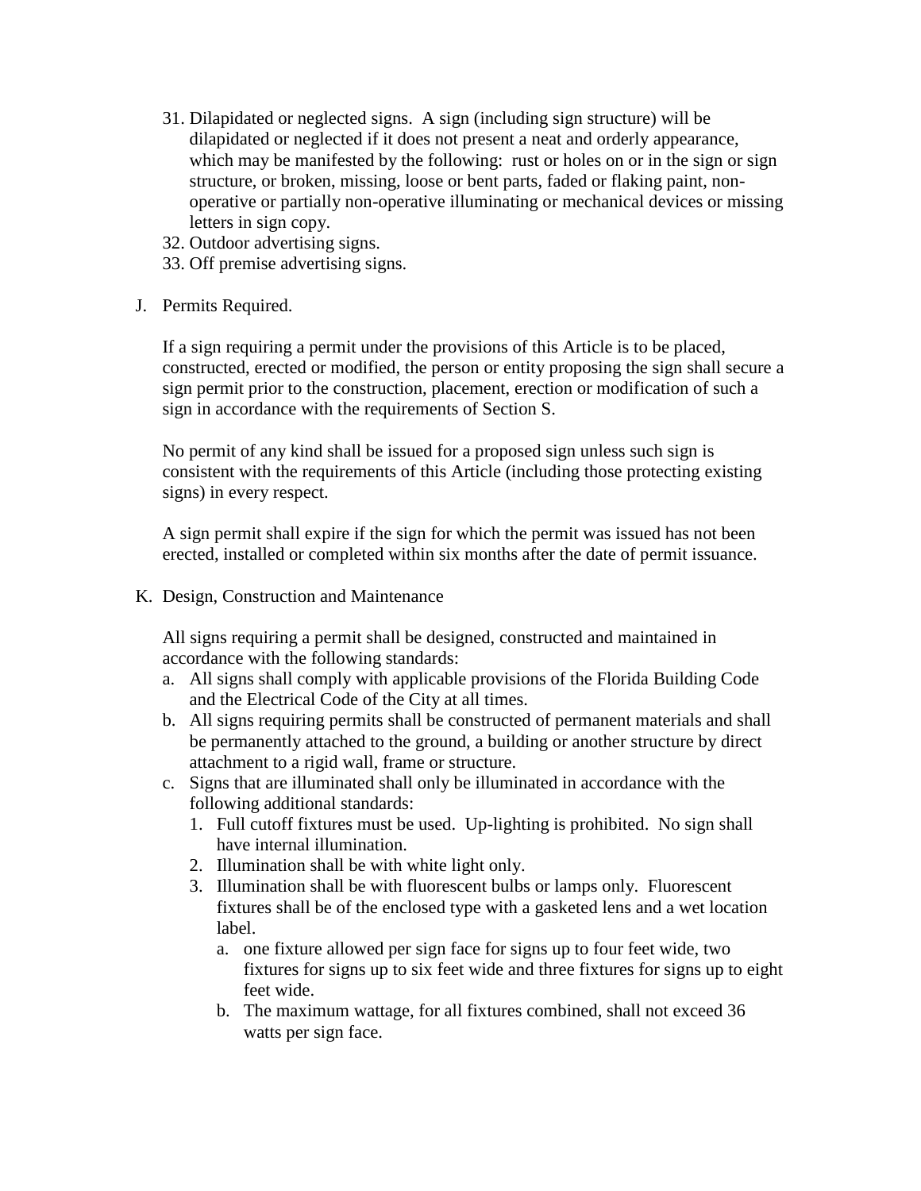31. Dilapidated or neglected signs. A sign (including sign structure) will be dilapidated or neglected if it does not present a neat and orderly appearance, which may be manifested by the following: rust or holes on or in the sign or sign structure, or broken, missing, loose or bent parts, faded or flaking paint, non-operative or partially non-operative illuminating or mechanical devices or missing letters in sign copy.
32. Outdoor advertising signs.
33. Off premise advertising signs.

J. Permits Required.

If a sign requiring a permit under the provisions of this Article is to be placed, constructed, erected or modified, the person or entity proposing the sign shall secure a sign permit prior to the construction, placement, erection or modification of such a sign in accordance with the requirements of Section S.

No permit of any kind shall be issued for a proposed sign unless such sign is consistent with the requirements of this Article (including those protecting existing signs) in every respect.

A sign permit shall expire if the sign for which the permit was issued has not been erected, installed or completed within six months after the date of permit issuance.

K. Design, Construction and Maintenance

All signs requiring a permit shall be designed, constructed and maintained in accordance with the following standards:

a. All signs shall comply with applicable provisions of the Florida Building Code and the Electrical Code of the City at all times.
b. All signs requiring permits shall be constructed of permanent materials and shall be permanently attached to the ground, a building or another structure by direct attachment to a rigid wall, frame or structure.
c. Signs that are illuminated shall only be illuminated in accordance with the following additional standards:
   1. Full cutoff fixtures must be used. Up-lighting is prohibited. No sign shall have internal illumination.
   2. Illumination shall be with white light only.
   3. Illumination shall be with fluorescent bulbs or lamps only. Fluorescent fixtures shall be of the enclosed type with a gasketed lens and a wet location label.
      a. one fixture allowed per sign face for signs up to four feet wide, two fixtures for signs up to six feet wide and three fixtures for signs up to eight feet wide.
      b. The maximum wattage, for all fixtures combined, shall not exceed 36 watts per sign face.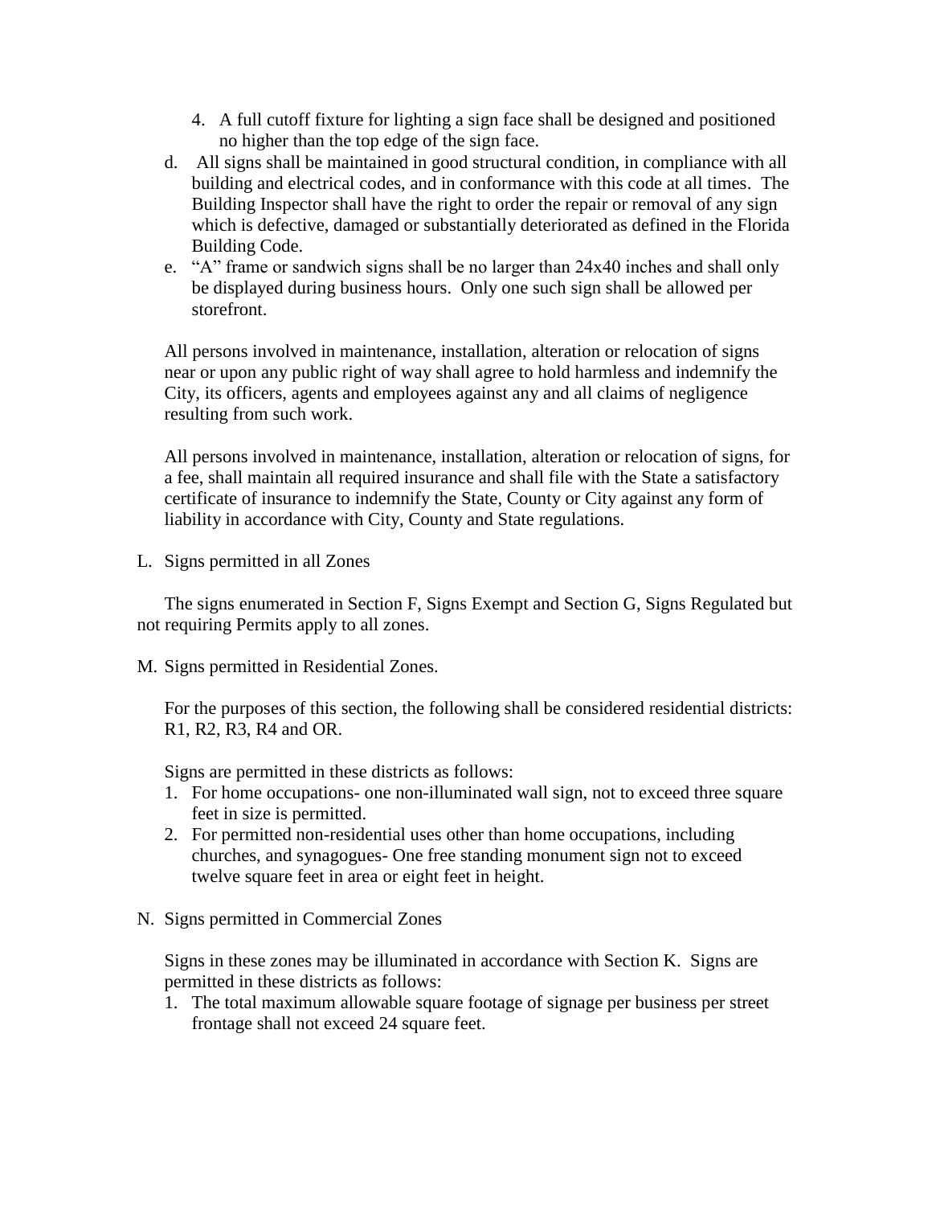4. A full cutoff fixture for lighting a sign face shall be designed and positioned no higher than the top edge of the sign face.

d. All signs shall be maintained in good structural condition, in compliance with all building and electrical codes, and in conformance with this code at all times. The Building Inspector shall have the right to order the repair or removal of any sign which is defective, damaged or substantially deteriorated as defined in the Florida Building Code.

e. "A" frame or sandwich signs shall be no larger than 24x40 inches and shall only be displayed during business hours. Only one such sign shall be allowed per storefront.

All persons involved in maintenance, installation, alteration or relocation of signs near or upon any public right of way shall agree to hold harmless and indemnify the City, its officers, agents and employees against any and all claims of negligence resulting from such work.

All persons involved in maintenance, installation, alteration or relocation of signs, for a fee, shall maintain all required insurance and shall file with the State a satisfactory certificate of insurance to indemnify the State, County or City against any form of liability in accordance with City, County and State regulations.

L. Signs permitted in all Zones

The signs enumerated in Section F, Signs Exempt and Section G, Signs Regulated but not requiring Permits apply to all zones.

M. Signs permitted in Residential Zones.

For the purposes of this section, the following shall be considered residential districts: R1, R2, R3, R4 and OR.

Signs are permitted in these districts as follows:

1. For home occupations- one non-illuminated wall sign, not to exceed three square feet in size is permitted.
2. For permitted non-residential uses other than home occupations, including churches, and synagogues- One free standing monument sign not to exceed twelve square feet in area or eight feet in height.

N. Signs permitted in Commercial Zones

Signs in these zones may be illuminated in accordance with Section K. Signs are permitted in these districts as follows:

1. The total maximum allowable square footage of signage per business per street frontage shall not exceed 24 square feet.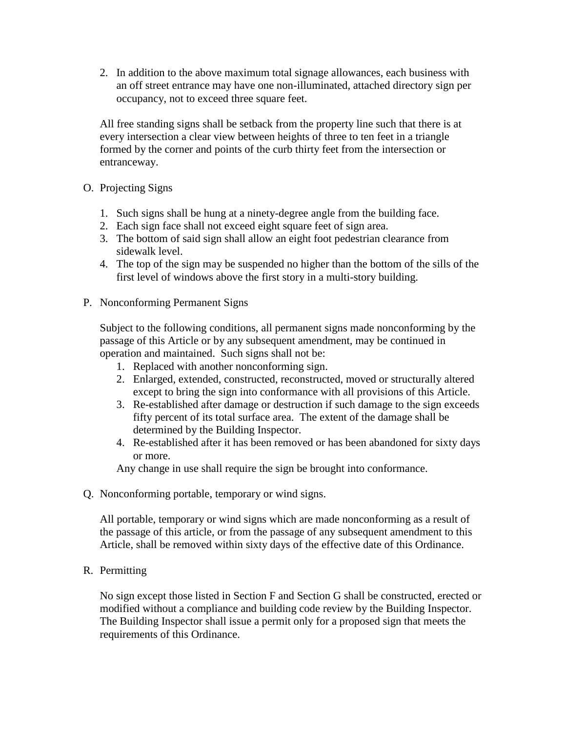2. In addition to the above maximum total signage allowances, each business with an off street entrance may have one non-illuminated, attached directory sign per occupancy, not to exceed three square feet.

All free standing signs shall be setback from the property line such that there is at every intersection a clear view between heights of three to ten feet in a triangle formed by the corner and points of the curb thirty feet from the intersection or entranceway.

O. Projecting Signs

1. Such signs shall be hung at a ninety-degree angle from the building face.
2. Each sign face shall not exceed eight square feet of sign area.
3. The bottom of said sign shall allow an eight foot pedestrian clearance from sidewalk level.
4. The top of the sign may be suspended no higher than the bottom of the sills of the first level of windows above the first story in a multi-story building.

P. Nonconforming Permanent Signs

Subject to the following conditions, all permanent signs made nonconforming by the passage of this Article or by any subsequent amendment, may be continued in operation and maintained. Such signs shall not be:

1. Replaced with another nonconforming sign.
2. Enlarged, extended, constructed, reconstructed, moved or structurally altered except to bring the sign into conformance with all provisions of this Article.
3. Re-established after damage or destruction if such damage to the sign exceeds fifty percent of its total surface area. The extent of the damage shall be determined by the Building Inspector.
4. Re-established after it has been removed or has been abandoned for sixty days or more.

Any change in use shall require the sign be brought into conformance.

Q. Nonconforming portable, temporary or wind signs.

All portable, temporary or wind signs which are made nonconforming as a result of the passage of this article, or from the passage of any subsequent amendment to this Article, shall be removed within sixty days of the effective date of this Ordinance.

R. Permitting

No sign except those listed in Section F and Section G shall be constructed, erected or modified without a compliance and building code review by the Building Inspector. The Building Inspector shall issue a permit only for a proposed sign that meets the requirements of this Ordinance.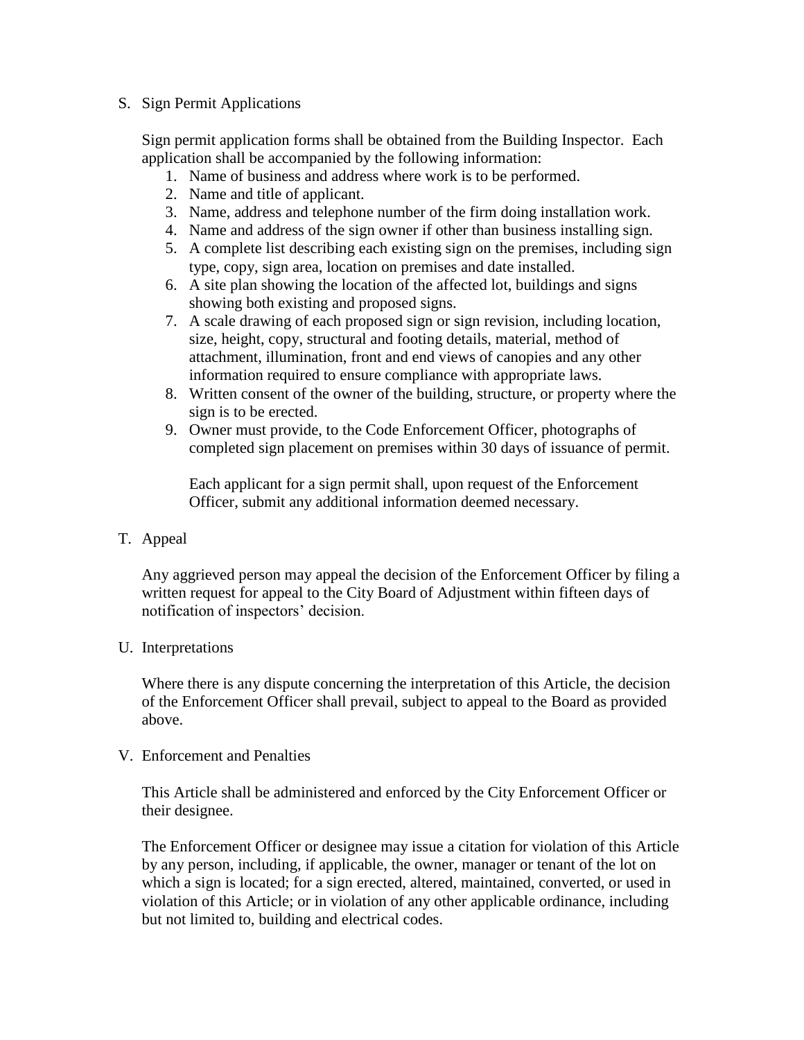S. Sign Permit Applications

Sign permit application forms shall be obtained from the Building Inspector. Each application shall be accompanied by the following information:

1. Name of business and address where work is to be performed.
2. Name and title of applicant.
3. Name, address and telephone number of the firm doing installation work.
4. Name and address of the sign owner if other than business installing sign.
5. A complete list describing each existing sign on the premises, including sign type, copy, sign area, location on premises and date installed.
6. A site plan showing the location of the affected lot, buildings and signs showing both existing and proposed signs.
7. A scale drawing of each proposed sign or sign revision, including location, size, height, copy, structural and footing details, material, method of attachment, illumination, front and end views of canopies and any other information required to ensure compliance with appropriate laws.
8. Written consent of the owner of the building, structure, or property where the sign is to be erected.
9. Owner must provide, to the Code Enforcement Officer, photographs of completed sign placement on premises within 30 days of issuance of permit.

   Each applicant for a sign permit shall, upon request of the Enforcement Officer, submit any additional information deemed necessary.

T. Appeal

Any aggrieved person may appeal the decision of the Enforcement Officer by filing a written request for appeal to the City Board of Adjustment within fifteen days of notification of inspectors' decision.

U. Interpretations

Where there is any dispute concerning the interpretation of this Article, the decision of the Enforcement Officer shall prevail, subject to appeal to the Board as provided above.

V. Enforcement and Penalties

This Article shall be administered and enforced by the City Enforcement Officer or their designee.

The Enforcement Officer or designee may issue a citation for violation of this Article by any person, including, if applicable, the owner, manager or tenant of the lot on which a sign is located; for a sign erected, altered, maintained, converted, or used in violation of this Article; or in violation of any other applicable ordinance, including but not limited to, building and electrical codes.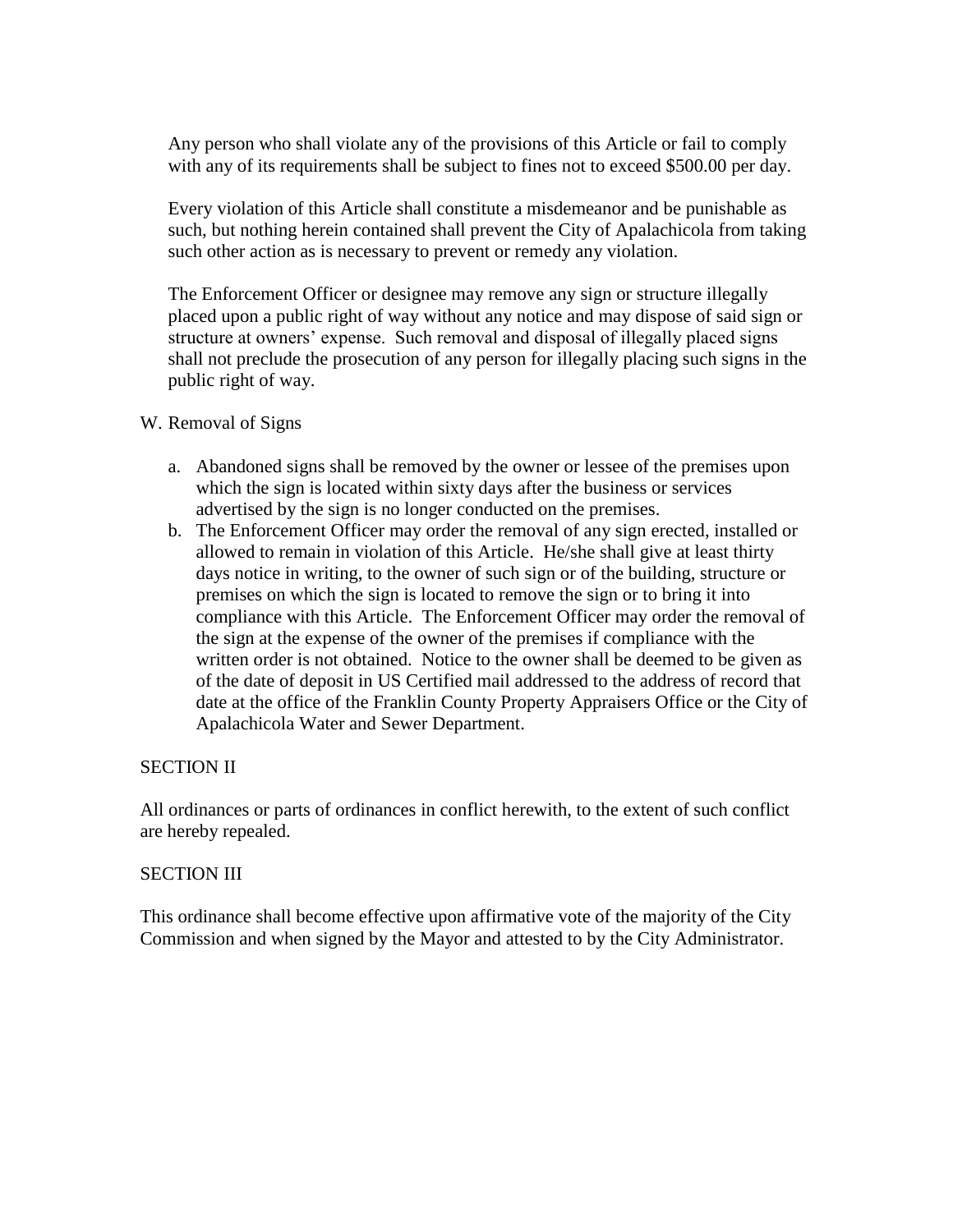Any person who shall violate any of the provisions of this Article or fail to comply with any of its requirements shall be subject to fines not to exceed $500.00 per day.

Every violation of this Article shall constitute a misdemeanor and be punishable as such, but nothing herein contained shall prevent the City of Apalachicola from taking such other action as is necessary to prevent or remedy any violation.

The Enforcement Officer or designee may remove any sign or structure illegally placed upon a public right of way without any notice and may dispose of said sign or structure at owners' expense. Such removal and disposal of illegally placed signs shall not preclude the prosecution of any person for illegally placing such signs in the public right of way.

W. Removal of Signs

a. Abandoned signs shall be removed by the owner or lessee of the premises upon which the sign is located within sixty days after the business or services advertised by the sign is no longer conducted on the premises.
b. The Enforcement Officer may order the removal of any sign erected, installed or allowed to remain in violation of this Article. He/she shall give at least thirty days notice in writing, to the owner of such sign or of the building, structure or premises on which the sign is located to remove the sign or to bring it into compliance with this Article. The Enforcement Officer may order the removal of the sign at the expense of the owner of the premises if compliance with the written order is not obtained. Notice to the owner shall be deemed to be given as of the date of deposit in US Certified mail addressed to the address of record that date at the office of the Franklin County Property Appraisers Office or the City of Apalachicola Water and Sewer Department.

SECTION II

All ordinances or parts of ordinances in conflict herewith, to the extent of such conflict are hereby repealed.

SECTION III

This ordinance shall become effective upon affirmative vote of the majority of the City Commission and when signed by the Mayor and attested to by the City Administrator.